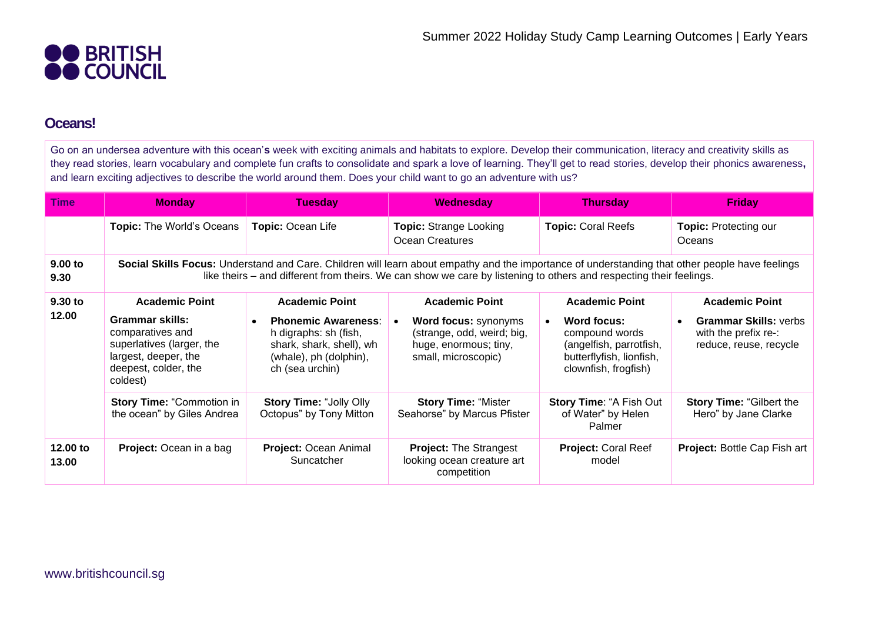Summer 2022 Holiday Study Camp Learning Outcomes | Early Years

## Oceans!

Go on an undersea adventure with this ocean's week with exciting animals and habitats to explore. Develop their communication, literacy and creativity skills as they read stories, learn vocabulary and complete fun crafts to consolidate and spark a love of learning. They'll get to read stories, develop their phonics awareness, and learn exciting adjectives to describe the world around them. Does your child want to go an adventure with us?

| Time | Monday | Tuesday | Wednesday | Thursday | Friday |
|---|---|---|---|---|---|
| | **Topic:** The World's Oceans | **Topic:** Ocean Life | **Topic:** Strange Looking Ocean Creatures | **Topic:** Coral Reefs | **Topic:** Protecting our Oceans |
| 9.00 to 9.30 | **Social Skills Focus:** Understand and Care. Children will learn about empathy and the importance of understanding that other people have feelings like theirs – and different from theirs. We can show we care by listening to others and respecting their feelings. | | | | |
| 9.30 to 12.00 | **Academic Point**<br>**Grammar skills:** comparatives and superlatives (larger, the largest, deeper, the deepest, colder, the coldest) | **Academic Point**<br>• **Phonemic Awareness**: h digraphs: sh (fish, shark, shark, shell), wh (whale), ph (dolphin), ch (sea urchin) | **Academic Point**<br>• **Word focus:** synonyms (strange, odd, weird; big, huge, enormous; tiny, small, microscopic) | **Academic Point**<br>• **Word focus:** compound words (angelfish, parrotfish, butterflyfish, lionfish, clownfish, frogfish) | **Academic Point**<br>• **Grammar Skills:** verbs with the prefix re-: reduce, reuse, recycle |
| | **Story Time:** "Commotion in the ocean" by Giles Andrea | **Story Time:** "Jolly Olly Octopus" by Tony Mitton | **Story Time:** "Mister Seahorse" by Marcus Pfister | **Story Time**: "A Fish Out of Water" by Helen Palmer | **Story Time:** "Gilbert the Hero" by Jane Clarke |
| 12.00 to 13.00 | **Project:** Ocean in a bag | **Project:** Ocean Animal Suncatcher | **Project:** The Strangest looking ocean creature art competition | **Project:** Coral Reef model | **Project:** Bottle Cap Fish art |

www.britishcouncil.sg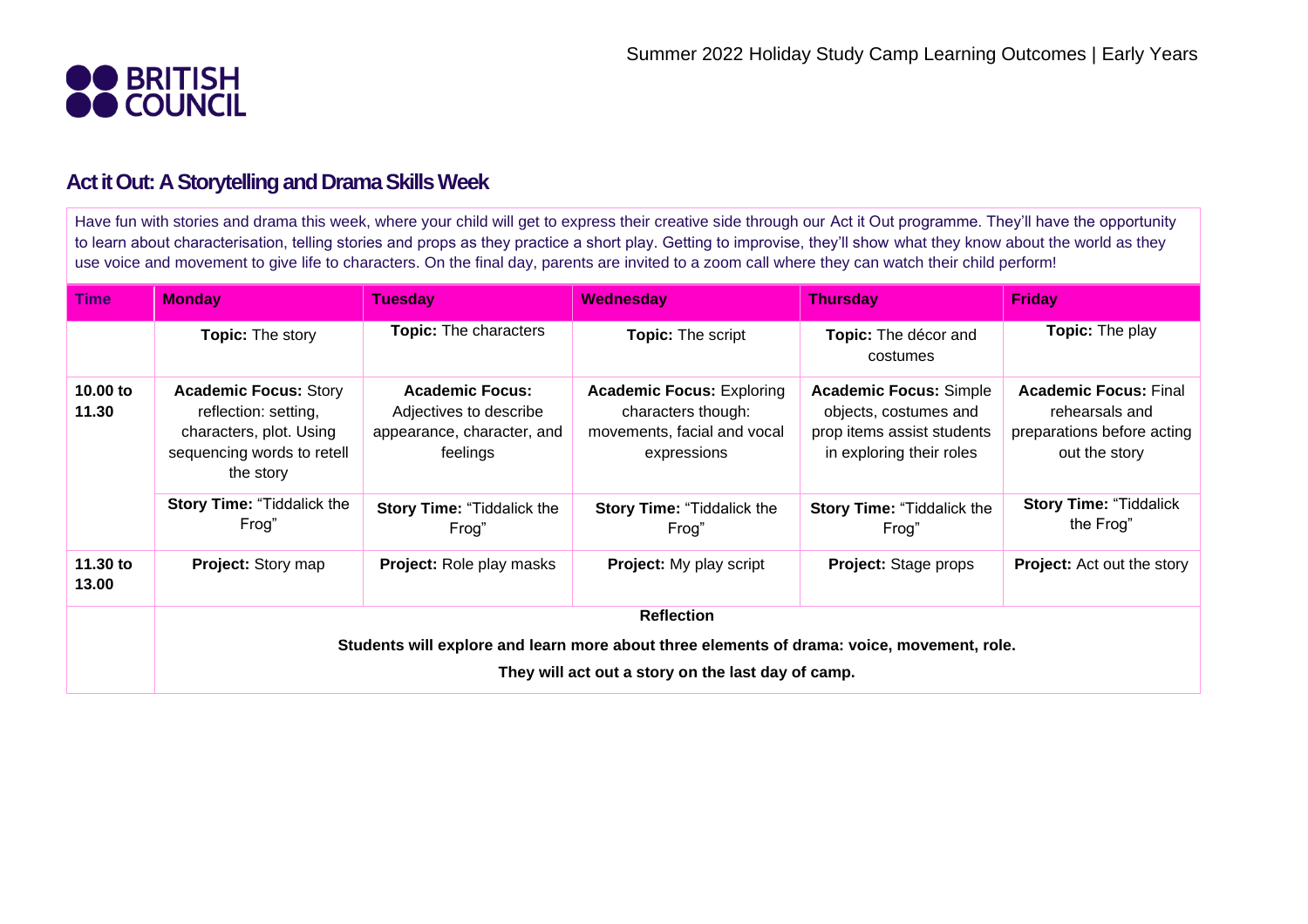## Act it Out: A Storytelling and Drama Skills Week

Have fun with stories and drama this week, where your child will get to express their creative side through our Act it Out programme. They'll have the opportunity to learn about characterisation, telling stories and props as they practice a short play. Getting to improvise, they'll show what they know about the world as they use voice and movement to give life to characters. On the final day, parents are invited to a zoom call where they can watch their child perform!

| Time | Monday | Tuesday | Wednesday | Thursday | Friday |
|---|---|---|---|---|---|
| | **Topic:** The story | **Topic:** The characters | **Topic:** The script | **Topic:** The décor and costumes | **Topic:** The play |
| **10.00 to 11.30** | **Academic Focus:** Story reflection: setting, characters, plot. Using sequencing words to retell the story | **Academic Focus:** Adjectives to describe appearance, character, and feelings | **Academic Focus:** Exploring characters though: movements, facial and vocal expressions | **Academic Focus:** Simple objects, costumes and prop items assist students in exploring their roles | **Academic Focus:** Final rehearsals and preparations before acting out the story |
| | **Story Time:** "Tiddalick the Frog" | **Story Time:** "Tiddalick the Frog" | **Story Time:** "Tiddalick the Frog" | **Story Time:** "Tiddalick the Frog" | **Story Time:** "Tiddalick the Frog" |
| **11.30 to 13.00** | **Project:** Story map | **Project:** Role play masks | **Project:** My play script | **Project:** Stage props | **Project:** Act out the story |
| | **Reflection**<br>**Students will explore and learn more about three elements of drama: voice, movement, role.**<br>**They will act out a story on the last day of camp.** | | | | |